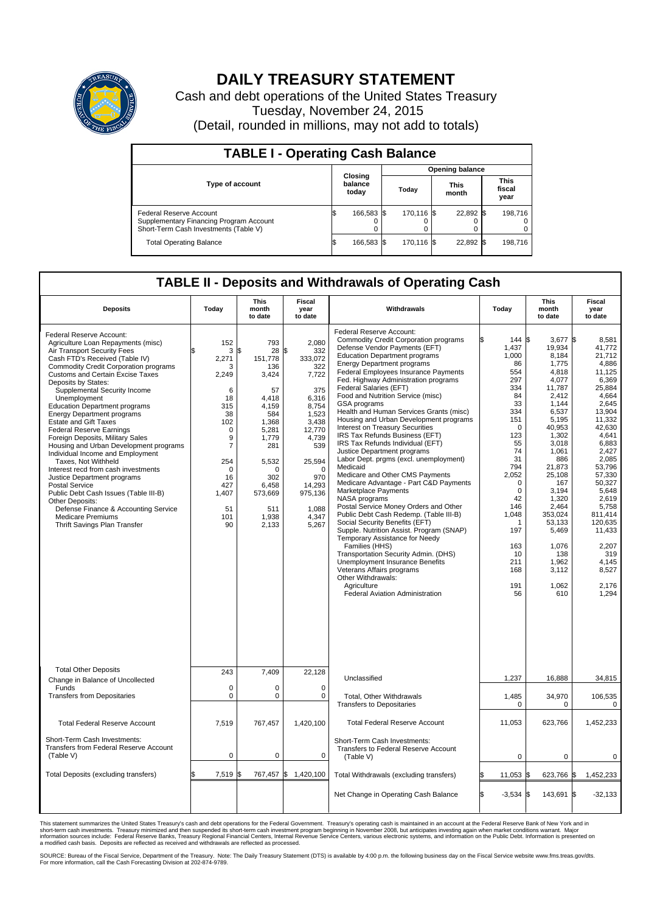# DAILY TREASURY STATEMENT

Cash and debt operations of the United States Treasury
Tuesday, November 24, 2015
(Detail, rounded in millions, may not add to totals)

## TABLE I - Operating Cash Balance

| Type of account | Closing balance today | Opening balance Today | Opening balance This month | Opening balance This fiscal year |
|---|---|---|---|---|
| Federal Reserve Account | $ 166,583 | $ 170,116 | $ 22,892 | $ 198,716 |
| Supplementary Financing Program Account | 0 | 0 | 0 | 0 |
| Short-Term Cash Investments (Table V) | 0 | 0 | 0 | 0 |
| Total Operating Balance | $ 166,583 | $ 170,116 | $ 22,892 | $ 198,716 |

## TABLE II - Deposits and Withdrawals of Operating Cash

| Deposits | Today | This month to date | Fiscal year to date | Withdrawals | Today | This month to date | Fiscal year to date |
|---|---|---|---|---|---|---|---|
| Federal Reserve Account: | | | | Federal Reserve Account: | | | |
| Agriculture Loan Repayments (misc) | 152 | 793 | 2,080 | Commodity Credit Corporation programs | $ 144 | $ 3,677 | $ 8,581 |
| Air Transport Security Fees | $ 3 | $ 28 | $ 332 | Defense Vendor Payments (EFT) | 1,437 | 19,934 | 41,772 |
| Cash FTD's Received (Table IV) | 2,271 | 151,778 | 333,072 | Education Department programs | 1,000 | 8,184 | 21,712 |
| Commodity Credit Corporation programs | 3 | 136 | 322 | Energy Department programs | 86 | 1,775 | 4,886 |
| Customs and Certain Excise Taxes | 2,249 | 3,424 | 7,722 | Federal Employees Insurance Payments | 554 | 4,818 | 11,125 |
| Deposits by States: | | | | Fed. Highway Administration programs | 297 | 4,077 | 6,369 |
| Supplemental Security Income | 6 | 57 | 375 | Federal Salaries (EFT) | 334 | 11,787 | 25,884 |
| Unemployment | 18 | 4,418 | 6,316 | Food and Nutrition Service (misc) | 84 | 2,412 | 4,664 |
| Education Department programs | 315 | 4,159 | 8,754 | GSA programs | 33 | 1,144 | 2,645 |
| Energy Department programs | 38 | 584 | 1,523 | Health and Human Services Grants (misc) | 334 | 6,537 | 13,904 |
| Estate and Gift Taxes | 102 | 1,368 | 3,438 | Housing and Urban Development programs | 151 | 5,195 | 11,332 |
| Federal Reserve Earnings | 0 | 5,281 | 12,770 | Interest on Treasury Securities | 0 | 40,953 | 42,630 |
| Foreign Deposits, Military Sales | 9 | 1,779 | 4,739 | IRS Tax Refunds Business (EFT) | 123 | 1,302 | 4,641 |
| Housing and Urban Development programs | 7 | 281 | 539 | IRS Tax Refunds Individual (EFT) | 55 | 3,018 | 6,883 |
| Individual Income and Employment Taxes, Not Withheld | 254 | 5,532 | 25,594 | Justice Department programs | 74 | 1,061 | 2,427 |
| Interest recd from cash investments | 0 | 0 | 0 | Labor Dept. prgms (excl. unemployment) | 31 | 886 | 2,085 |
| Justice Department programs | 16 | 302 | 970 | Medicaid | 794 | 21,873 | 53,796 |
| Postal Service | 427 | 6,458 | 14,293 | Medicare and Other CMS Payments | 2,052 | 25,108 | 57,330 |
| Public Debt Cash Issues (Table III-B) | 1,407 | 573,669 | 975,136 | Medicare Advantage - Part C&D Payments | 0 | 167 | 50,327 |
| Other Deposits: | | | | Marketplace Payments | 0 | 3,194 | 5,648 |
| Defense Finance & Accounting Service | 51 | 511 | 1,088 | NASA programs | 42 | 1,320 | 2,619 |
| Medicare Premiums | 101 | 1,938 | 4,347 | Postal Service Money Orders and Other | 146 | 2,464 | 5,758 |
| Thrift Savings Plan Transfer | 90 | 2,133 | 5,267 | Public Debt Cash Redemp. (Table III-B) | 1,048 | 353,024 | 811,414 |
| | | | | Social Security Benefits (EFT) | 1 | 53,133 | 120,635 |
| | | | | Supple. Nutrition Assist. Program (SNAP) | 197 | 5,469 | 11,433 |
| | | | | Temporary Assistance for Needy Families (HHS) | 163 | 1,076 | 2,207 |
| | | | | Transportation Security Admin. (DHS) | 10 | 138 | 319 |
| | | | | Unemployment Insurance Benefits | 211 | 1,962 | 4,145 |
| | | | | Veterans Affairs programs | 168 | 3,112 | 8,527 |
| | | | | Other Withdrawals: | | | |
| | | | | Agriculture | 191 | 1,062 | 2,176 |
| | | | | Federal Aviation Administration | 56 | 610 | 1,294 |
| Total Other Deposits | 243 | 7,409 | 22,128 | Unclassified | 1,237 | 16,888 | 34,815 |
| Change in Balance of Uncollected Funds | 0 | 0 | 0 | | | | |
| Transfers from Depositaries | 0 | 0 | 0 | Total, Other Withdrawals | 1,485 | 34,970 | 106,535 |
| | | | | Transfers to Depositaries | 0 | 0 | 0 |
| Total Federal Reserve Account | 7,519 | 767,457 | 1,420,100 | Total Federal Reserve Account | 11,053 | 623,766 | 1,452,233 |
| Short-Term Cash Investments: Transfers from Federal Reserve Account (Table V) | 0 | 0 | 0 | Short-Term Cash Investments: Transfers to Federal Reserve Account (Table V) | 0 | 0 | 0 |
| Total Deposits (excluding transfers) | $ 7,519 | $ 767,457 | $ 1,420,100 | Total Withdrawals (excluding transfers) | $ 11,053 | $ 623,766 | $ 1,452,233 |
| | | | | Net Change in Operating Cash Balance | $ -3,534 | $ 143,691 | $ -32,133 |

This statement summarizes the United States Treasury's cash and debt operations for the Federal Government. Treasury's operating cash is maintained in an account at the Federal Reserve Bank of New York and in short-term cash investments. Treasury minimized and then suspended its short-term cash investment program beginning in November 2008, but anticipates investing again when market conditions warrant. Major information sources include: Federal Reserve Banks, Treasury Regional Financial Centers, Internal Revenue Service Centers, various electronic systems, and information on the Public Debt. Information is presented on a modified cash basis. Deposits are reflected as received and withdrawals are reflected as processed.

SOURCE: Bureau of the Fiscal Service, Department of the Treasury. Note: The Daily Treasury Statement (DTS) is available by 4:00 p.m. the following business day on the Fiscal Service website www.fms.treas.gov/dts. For more information, call the Cash Forecasting Division at 202-874-9789.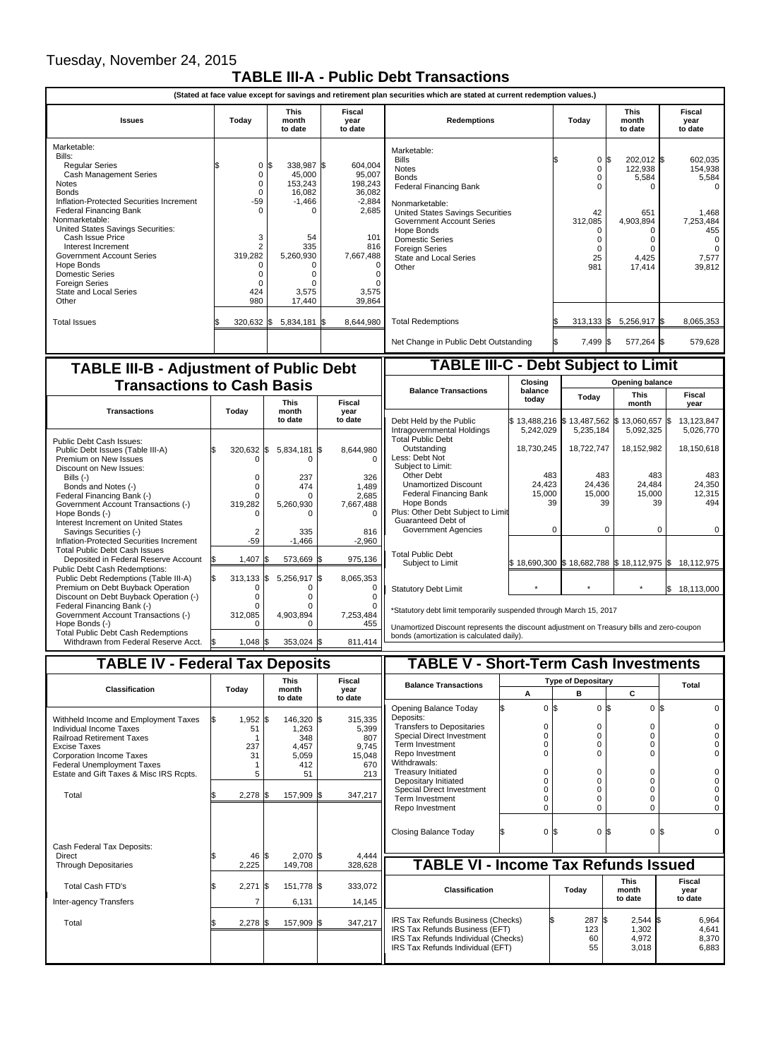Tuesday, November 24, 2015

# TABLE III-A - Public Debt Transactions

(Stated at face value except for savings and retirement plan securities which are stated at current redemption values.)

| Issues | Today | This month to date | Fiscal year to date |
|---|---|---|---|
| Marketable: | | | |
| Bills: | | | |
| Regular Series | $ 0 | $ 338,987 | $ 604,004 |
| Cash Management Series | 0 | 45,000 | 95,007 |
| Notes | 0 | 153,243 | 198,243 |
| Bonds | 0 | 16,082 | 36,082 |
| Inflation-Protected Securities Increment | -59 | -1,466 | -2,884 |
| Federal Financing Bank | 0 | 0 | 2,685 |
| Nonmarketable: | | | |
| United States Savings Securities: | | | |
| Cash Issue Price | 3 | 54 | 101 |
| Interest Increment | 2 | 335 | 816 |
| Government Account Series | 319,282 | 5,260,930 | 7,667,488 |
| Hope Bonds | 0 | 0 | 0 |
| Domestic Series | 0 | 0 | 0 |
| Foreign Series | 0 | 0 | 0 |
| State and Local Series | 424 | 3,575 | 3,575 |
| Other | 980 | 17,440 | 39,864 |
| Total Issues | $ 320,632 | $ 5,834,181 | $ 8,644,980 |

| Redemptions | Today | This month to date | Fiscal year to date |
|---|---|---|---|
| Marketable: | | | |
| Bills | $ 0 | $ 202,012 | $ 602,035 |
| Notes | 0 | 122,938 | 154,938 |
| Bonds | 0 | 5,584 | 5,584 |
| Federal Financing Bank | 0 | 0 | 0 |
| Nonmarketable: | | | |
| United States Savings Securities | 42 | 651 | 1,468 |
| Government Account Series | 312,085 | 4,903,894 | 7,253,484 |
| Hope Bonds | 0 | 0 | 455 |
| Domestic Series | 0 | 0 | 0 |
| Foreign Series | 0 | 0 | 0 |
| State and Local Series | 25 | 4,425 | 7,577 |
| Other | 981 | 17,414 | 39,812 |
| Total Redemptions | $ 313,133 | $ 5,256,917 | $ 8,065,353 |
| Net Change in Public Debt Outstanding | $ 7,499 | $ 577,264 | $ 579,628 |

# TABLE III-B - Adjustment of Public Debt Transactions to Cash Basis

| Transactions | Today | This month to date | Fiscal year to date |
|---|---|---|---|
| Public Debt Cash Issues: | | | |
| Public Debt Issues (Table III-A) | $ 320,632 | $ 5,834,181 | $ 8,644,980 |
| Premium on New Issues | 0 | 0 | 0 |
| Discount on New Issues: | | | |
| Bills (-) | 0 | 237 | 326 |
| Bonds and Notes (-) | 0 | 474 | 1,489 |
| Federal Financing Bank (-) | 0 | 0 | 2,685 |
| Government Account Transactions (-) | 319,282 | 5,260,930 | 7,667,488 |
| Hope Bonds (-) | 0 | 0 | 0 |
| Interest Increment on United States Savings Securities (-) | 2 | 335 | 816 |
| Inflation-Protected Securities Increment | -59 | -1,466 | -2,960 |
| Total Public Debt Cash Issues Deposited in Federal Reserve Account | $ 1,407 | $ 573,669 | $ 975,136 |
| Public Debt Cash Redemptions: | | | |
| Public Debt Redemptions (Table III-A) | $ 313,133 | $ 5,256,917 | $ 8,065,353 |
| Premium on Debt Buyback Operation | 0 | 0 | 0 |
| Discount on Debt Buyback Operation (-) | 0 | 0 | 0 |
| Federal Financing Bank (-) | 0 | 0 | 0 |
| Government Account Transactions (-) | 312,085 | 4,903,894 | 7,253,484 |
| Hope Bonds (-) | 0 | 0 | 455 |
| Total Public Debt Cash Redemptions Withdrawn from Federal Reserve Acct. | $ 1,048 | $ 353,024 | $ 811,414 |

# TABLE III-C - Debt Subject to Limit

| Balance Transactions | Closing balance today | Opening balance Today | Opening balance This month | Opening balance Fiscal year |
|---|---|---|---|---|
| Debt Held by the Public | $ 13,488,216 | $ 13,487,562 | $ 13,060,657 | $ 13,123,847 |
| Intragovernmental Holdings | 5,242,029 | 5,235,184 | 5,092,325 | 5,026,770 |
| Total Public Debt Outstanding | 18,730,245 | 18,722,747 | 18,152,982 | 18,150,618 |
| Less: Debt Not Subject to Limit: | | | | |
| Other Debt | 483 | 483 | 483 | 483 |
| Unamortized Discount | 24,423 | 24,436 | 24,484 | 24,350 |
| Federal Financing Bank | 15,000 | 15,000 | 15,000 | 12,315 |
| Hope Bonds | 39 | 39 | 39 | 494 |
| Plus: Other Debt Subject to Limit | | | | |
| Guaranteed Debt of Government Agencies | 0 | 0 | 0 | 0 |
| Total Public Debt Subject to Limit | $ 18,690,300 | $ 18,682,788 | $ 18,112,975 | $ 18,112,975 |
| Statutory Debt Limit | * | * | * | $ 18,113,000 |

*Statutory debt limit temporarily suspended through March 15, 2017

Unamortized Discount represents the discount adjustment on Treasury bills and zero-coupon bonds (amortization is calculated daily).

# TABLE IV - Federal Tax Deposits

| Classification | Today | This month to date | Fiscal year to date |
|---|---|---|---|
| Withheld Income and Employment Taxes | $ 1,952 | $ 146,320 | $ 315,335 |
| Individual Income Taxes | 51 | 1,263 | 5,399 |
| Railroad Retirement Taxes | 1 | 348 | 807 |
| Excise Taxes | 237 | 4,457 | 9,745 |
| Corporation Income Taxes | 31 | 5,059 | 15,048 |
| Federal Unemployment Taxes | 1 | 412 | 670 |
| Estate and Gift Taxes & Misc IRS Rcpts. | 5 | 51 | 213 |
| Total | $ 2,278 | $ 157,909 | $ 347,217 |
| Cash Federal Tax Deposits: | | | |
| Direct | $ 46 | $ 2,070 | $ 4,444 |
| Through Depositaries | 2,225 | 149,708 | 328,628 |
| Total Cash FTD's | $ 2,271 | $ 151,778 | $ 333,072 |
| Inter-agency Transfers | 7 | 6,131 | 14,145 |
| Total | $ 2,278 | $ 157,909 | $ 347,217 |

# TABLE V - Short-Term Cash Investments

| Balance Transactions | Type of Depositary A | Type of Depositary B | Type of Depositary C | Total |
|---|---|---|---|---|
| Opening Balance Today | $ 0 | $ 0 | $ 0 | $ 0 |
| Deposits: | | | | |
| Transfers to Depositaries | 0 | 0 | 0 | 0 |
| Special Direct Investment | 0 | 0 | 0 | 0 |
| Term Investment | 0 | 0 | 0 | 0 |
| Repo Investment | 0 | 0 | 0 | 0 |
| Withdrawals: | | | | |
| Treasury Initiated | 0 | 0 | 0 | 0 |
| Depositary Initiated | 0 | 0 | 0 | 0 |
| Special Direct Investment | 0 | 0 | 0 | 0 |
| Term Investment | 0 | 0 | 0 | 0 |
| Repo Investment | 0 | 0 | 0 | 0 |
| Closing Balance Today | $ 0 | $ 0 | $ 0 | $ 0 |

# TABLE VI - Income Tax Refunds Issued

| Classification | Today | This month to date | Fiscal year to date |
|---|---|---|---|
| IRS Tax Refunds Business (Checks) | $ 287 | $ 2,544 | $ 6,964 |
| IRS Tax Refunds Business (EFT) | 123 | 1,302 | 4,641 |
| IRS Tax Refunds Individual (Checks) | 60 | 4,972 | 8,370 |
| IRS Tax Refunds Individual (EFT) | 55 | 3,018 | 6,883 |